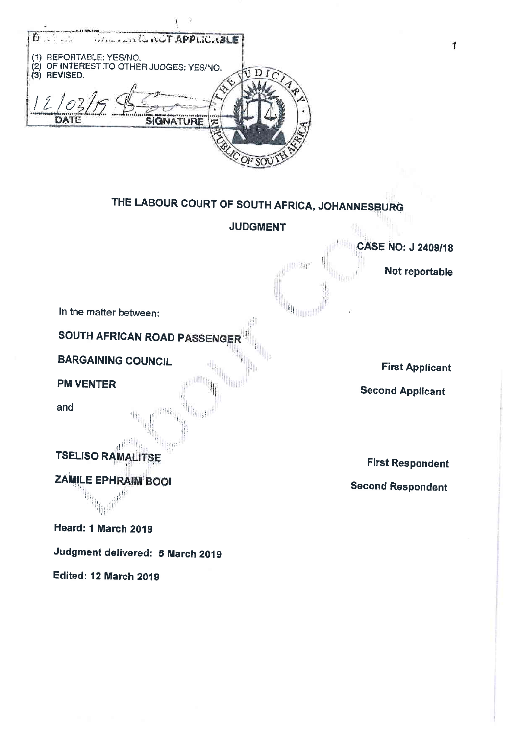DELETE WHICHEVER IS NOT APPLICABLE

(1) REPORTABLE: YES/NO.
(2) OF INTEREST TO OTHER JUDGES: YES/NO.
(3) REVISED.

12/03/19 ..................
DATE SIGNATURE

# THE LABOUR COURT OF SOUTH AFRICA, JOHANNESBURG

## JUDGMENT

**CASE NO: J 2409/18**

**Not reportable**

In the matter between:

| | |
|---|---|
| **SOUTH AFRICAN ROAD PASSENGER BARGAINING COUNCIL** | **First Applicant** |
| **PM VENTER** | **Second Applicant** |
| and | |
| **TSELISO RAMALITSE** | **First Respondent** |
| **ZAMILE EPHRAIM BOOI** | **Second Respondent** |

**Heard: 1 March 2019**

**Judgment delivered: 5 March 2019**

**Edited: 12 March 2019**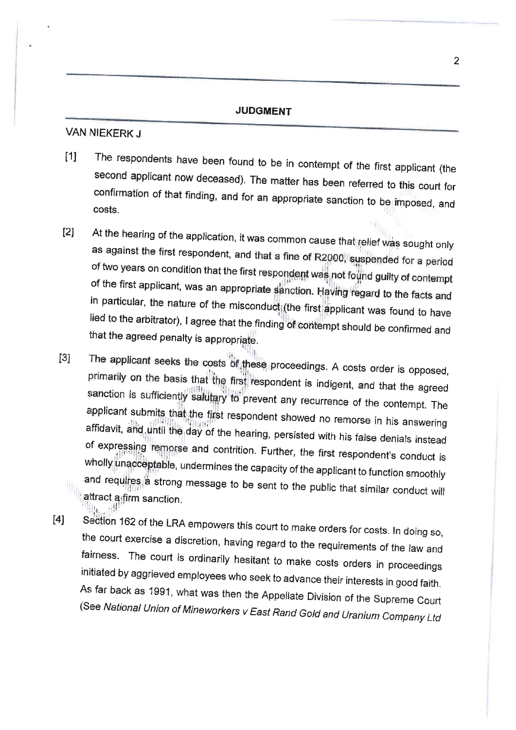**JUDGMENT**

VAN NIEKERK J

[1] The respondents have been found to be in contempt of the first applicant (the second applicant now deceased). The matter has been referred to this court for confirmation of that finding, and for an appropriate sanction to be imposed, and costs.

[2] At the hearing of the application, it was common cause that relief was sought only as against the first respondent, and that a fine of R2000, suspended for a period of two years on condition that the first respondent was not found guilty of contempt of the first applicant, was an appropriate sanction. Having regard to the facts and in particular, the nature of the misconduct (the first applicant was found to have lied to the arbitrator), I agree that the finding of contempt should be confirmed and that the agreed penalty is appropriate.

[3] The applicant seeks the costs of these proceedings. A costs order is opposed, primarily on the basis that the first respondent is indigent, and that the agreed sanction is sufficiently salutary to prevent any recurrence of the contempt. The applicant submits that the first respondent showed no remorse in his answering affidavit, and until the day of the hearing, persisted with his false denials instead of expressing remorse and contrition. Further, the first respondent's conduct is wholly unacceptable, undermines the capacity of the applicant to function smoothly and requires a strong message to be sent to the public that similar conduct will attract a firm sanction.

[4] Section 162 of the LRA empowers this court to make orders for costs. In doing so, the court exercise a discretion, having regard to the requirements of the law and fairness. The court is ordinarily hesitant to make costs orders in proceedings initiated by aggrieved employees who seek to advance their interests in good faith. As far back as 1991, what was then the Appellate Division of the Supreme Court (See *National Union of Mineworkers v East Rand Gold and Uranium Company Ltd*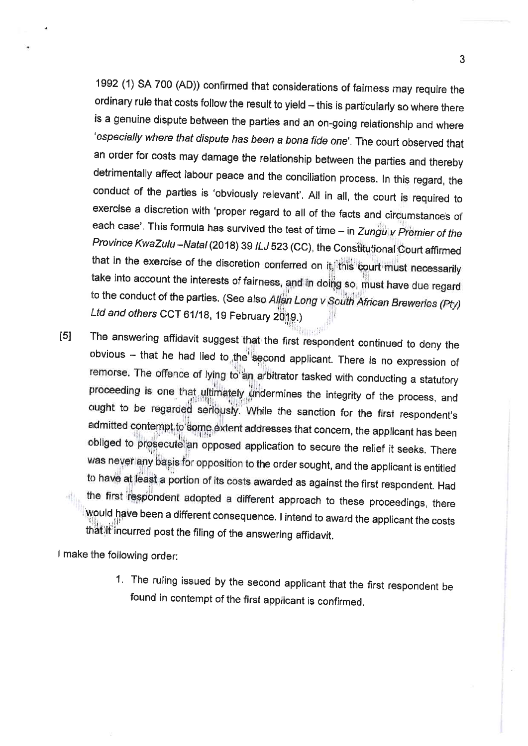1992 (1) SA 700 (AD)) confirmed that considerations of fairness may require the ordinary rule that costs follow the result to yield – this is particularly so where there is a genuine dispute between the parties and an on-going relationship and where '*especially where that dispute has been a bona fide one*'. The court observed that an order for costs may damage the relationship between the parties and thereby detrimentally affect labour peace and the conciliation process. In this regard, the conduct of the parties is 'obviously relevant'. All in all, the court is required to exercise a discretion with 'proper regard to all of the facts and circumstances of each case'. This formula has survived the test of time – in *Zungu v Premier of the Province KwaZulu –Natal* (2018) 39 *ILJ* 523 (CC), the Constitutional Court affirmed that in the exercise of the discretion conferred on it, this court must necessarily take into account the interests of fairness, and in doing so, must have due regard to the conduct of the parties. (See also *Allan Long v South African Breweries (Pty) Ltd and others* CCT 61/18, 19 February 2019.)

[5] The answering affidavit suggest that the first respondent continued to deny the obvious – that he had lied to the second applicant. There is no expression of remorse. The offence of lying to an arbitrator tasked with conducting a statutory proceeding is one that ultimately undermines the integrity of the process, and ought to be regarded seriously. While the sanction for the first respondent's admitted contempt to some extent addresses that concern, the applicant has been obliged to prosecute an opposed application to secure the relief it seeks. There was never any basis for opposition to the order sought, and the applicant is entitled to have at least a portion of its costs awarded as against the first respondent. Had the first respondent adopted a different approach to these proceedings, there would have been a different consequence. I intend to award the applicant the costs that it incurred post the filing of the answering affidavit.

I make the following order:

1. The ruling issued by the second applicant that the first respondent be found in contempt of the first applicant is confirmed.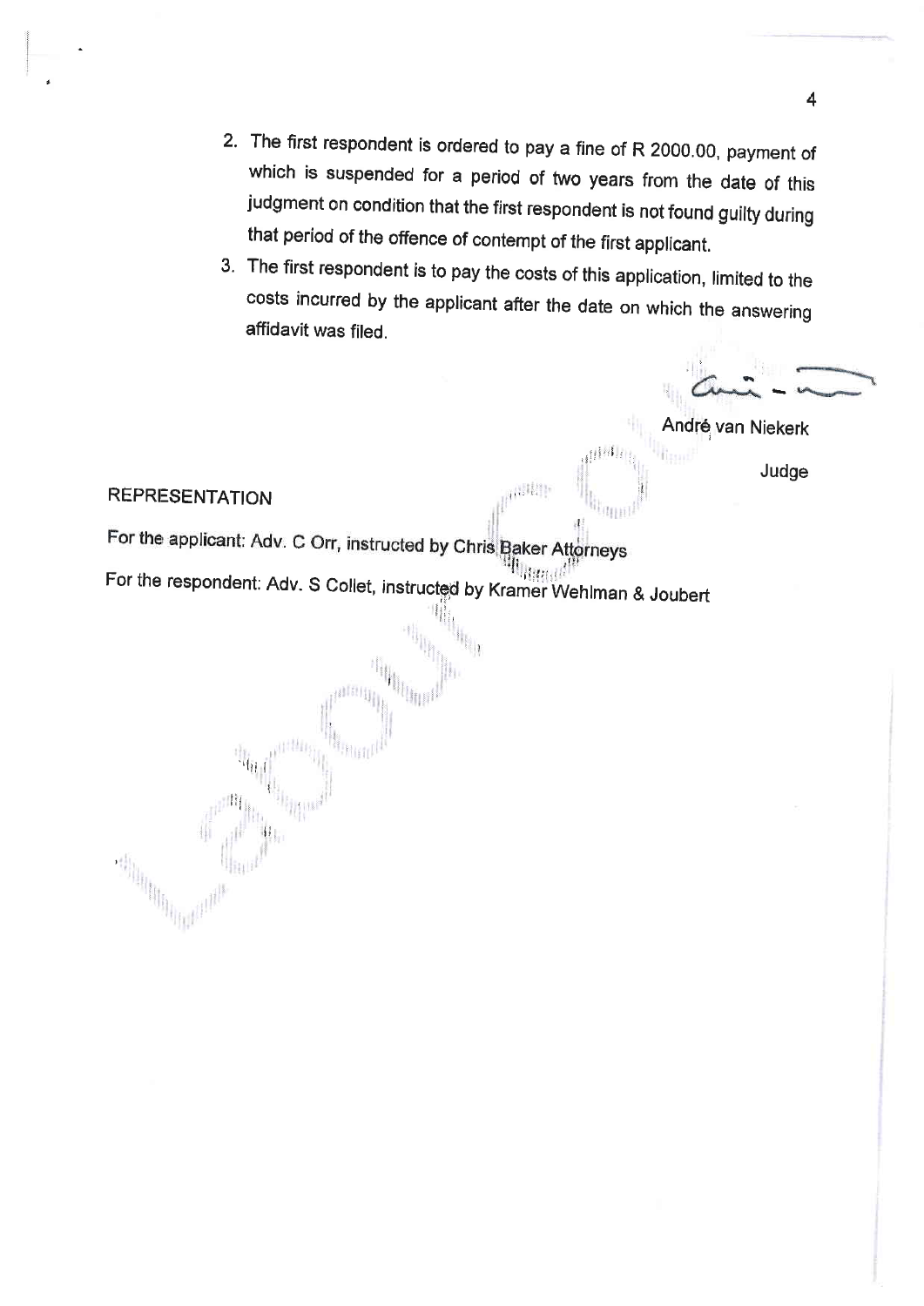2. The first respondent is ordered to pay a fine of R 2000.00, payment of which is suspended for a period of two years from the date of this judgment on condition that the first respondent is not found guilty during that period of the offence of contempt of the first applicant.
3. The first respondent is to pay the costs of this application, limited to the costs incurred by the applicant after the date on which the answering affidavit was filed.

André van Niekerk

Judge

REPRESENTATION

For the applicant: Adv. C Orr, instructed by Chris Baker Attorneys

For the respondent: Adv. S Collet, instructed by Kramer Wehlman & Joubert